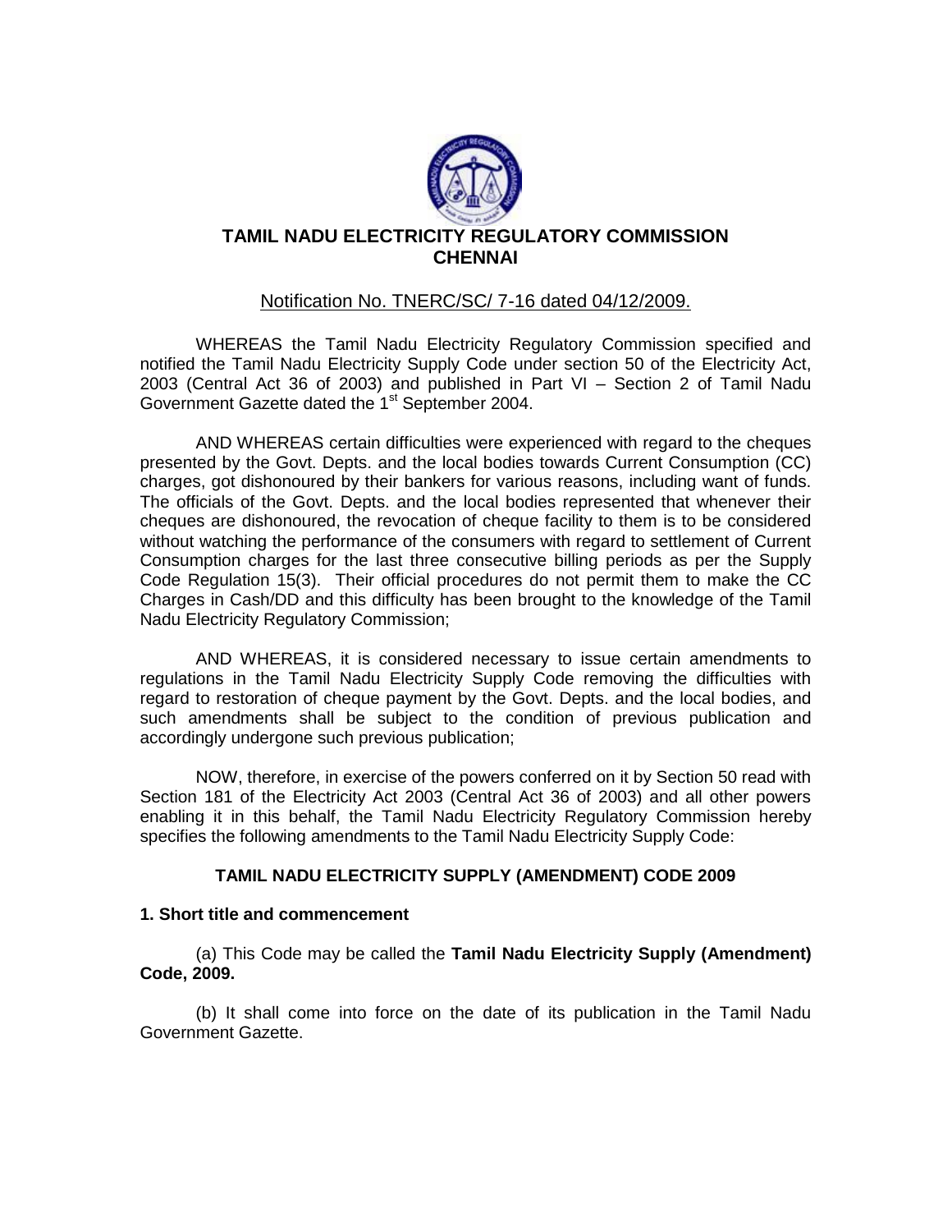# TAMIL NADU ELECTRICITY REGULATORY COMMISSION CHENNAI

Notification No. TNERC/SC/ 7-16 dated 04/12/2009.

WHEREAS the Tamil Nadu Electricity Regulatory Commission specified and notified the Tamil Nadu Electricity Supply Code under section 50 of the Electricity Act, 2003 (Central Act 36 of 2003) and published in Part VI – Section 2 of Tamil Nadu Government Gazette dated the 1st September 2004.

AND WHEREAS certain difficulties were experienced with regard to the cheques presented by the Govt. Depts. and the local bodies towards Current Consumption (CC) charges, got dishonoured by their bankers for various reasons, including want of funds. The officials of the Govt. Depts. and the local bodies represented that whenever their cheques are dishonoured, the revocation of cheque facility to them is to be considered without watching the performance of the consumers with regard to settlement of Current Consumption charges for the last three consecutive billing periods as per the Supply Code Regulation 15(3). Their official procedures do not permit them to make the CC Charges in Cash/DD and this difficulty has been brought to the knowledge of the Tamil Nadu Electricity Regulatory Commission;

AND WHEREAS, it is considered necessary to issue certain amendments to regulations in the Tamil Nadu Electricity Supply Code removing the difficulties with regard to restoration of cheque payment by the Govt. Depts. and the local bodies, and such amendments shall be subject to the condition of previous publication and accordingly undergone such previous publication;

NOW, therefore, in exercise of the powers conferred on it by Section 50 read with Section 181 of the Electricity Act 2003 (Central Act 36 of 2003) and all other powers enabling it in this behalf, the Tamil Nadu Electricity Regulatory Commission hereby specifies the following amendments to the Tamil Nadu Electricity Supply Code:

## TAMIL NADU ELECTRICITY SUPPLY (AMENDMENT) CODE 2009

### 1. Short title and commencement

(a) This Code may be called the **Tamil Nadu Electricity Supply (Amendment) Code, 2009.**

(b) It shall come into force on the date of its publication in the Tamil Nadu Government Gazette.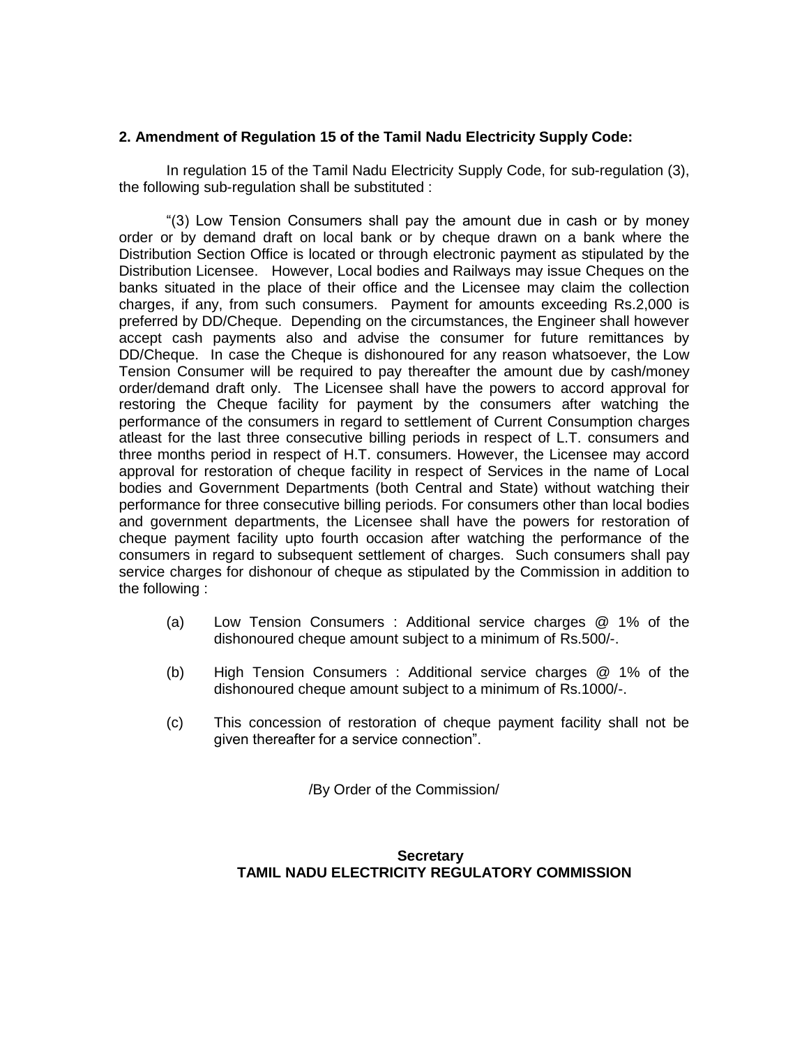## 2. Amendment of Regulation 15 of the Tamil Nadu Electricity Supply Code:

In regulation 15 of the Tamil Nadu Electricity Supply Code, for sub-regulation (3), the following sub-regulation shall be substituted :

"(3) Low Tension Consumers shall pay the amount due in cash or by money order or by demand draft on local bank or by cheque drawn on a bank where the Distribution Section Office is located or through electronic payment as stipulated by the Distribution Licensee. However, Local bodies and Railways may issue Cheques on the banks situated in the place of their office and the Licensee may claim the collection charges, if any, from such consumers. Payment for amounts exceeding Rs.2,000 is preferred by DD/Cheque. Depending on the circumstances, the Engineer shall however accept cash payments also and advise the consumer for future remittances by DD/Cheque. In case the Cheque is dishonoured for any reason whatsoever, the Low Tension Consumer will be required to pay thereafter the amount due by cash/money order/demand draft only. The Licensee shall have the powers to accord approval for restoring the Cheque facility for payment by the consumers after watching the performance of the consumers in regard to settlement of Current Consumption charges atleast for the last three consecutive billing periods in respect of L.T. consumers and three months period in respect of H.T. consumers. However, the Licensee may accord approval for restoration of cheque facility in respect of Services in the name of Local bodies and Government Departments (both Central and State) without watching their performance for three consecutive billing periods. For consumers other than local bodies and government departments, the Licensee shall have the powers for restoration of cheque payment facility upto fourth occasion after watching the performance of the consumers in regard to subsequent settlement of charges. Such consumers shall pay service charges for dishonour of cheque as stipulated by the Commission in addition to the following :

(a) Low Tension Consumers : Additional service charges @ 1% of the dishonoured cheque amount subject to a minimum of Rs.500/-.

(b) High Tension Consumers : Additional service charges @ 1% of the dishonoured cheque amount subject to a minimum of Rs.1000/-.

(c) This concession of restoration of cheque payment facility shall not be given thereafter for a service connection".

/By Order of the Commission/

**Secretary**
**TAMIL NADU ELECTRICITY REGULATORY COMMISSION**